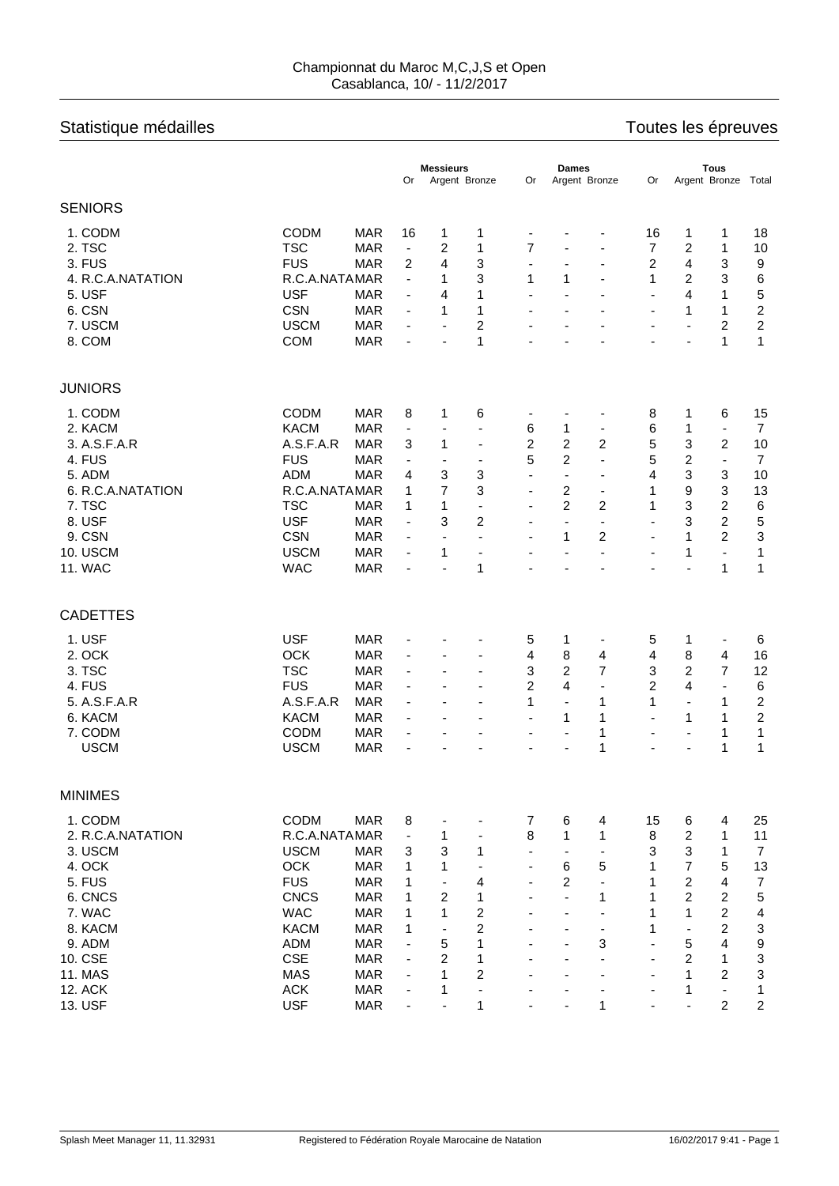Championnat du Maroc M,C,J,S et Open
Casablanca, 10/ - 11/2/2017

## Statistique médailles

Toutes les épreuves

| | | | Messieurs | | | Dames | | | Tous | | | |
|---|---|---|---|---|---|---|---|---|---|---|---|---|
| | | | Or | Argent | Bronze | Or | Argent | Bronze | Or | Argent | Bronze | Total |
| **SENIORS** | | | | | | | | | | | | |
| 1. CODM | CODM | MAR | 16 | 1 | 1 | - | - | - | 16 | 1 | 1 | 18 |
| 2. TSC | TSC | MAR | - | 2 | 1 | 7 | - | - | 7 | 2 | 1 | 10 |
| 3. FUS | FUS | MAR | 2 | 4 | 3 | - | - | - | 2 | 4 | 3 | 9 |
| 4. R.C.A.NATATION | R.C.A.NATA | MAR | - | 1 | 3 | 1 | 1 | - | 1 | 2 | 3 | 6 |
| 5. USF | USF | MAR | - | 4 | 1 | - | - | - | - | 4 | 1 | 5 |
| 6. CSN | CSN | MAR | - | 1 | 1 | - | - | - | - | 1 | 1 | 2 |
| 7. USCM | USCM | MAR | - | - | 2 | - | - | - | - | - | 2 | 2 |
| 8. COM | COM | MAR | - | - | 1 | - | - | - | - | - | 1 | 1 |
| **JUNIORS** | | | | | | | | | | | | |
| 1. CODM | CODM | MAR | 8 | 1 | 6 | - | - | - | 8 | 1 | 6 | 15 |
| 2. KACM | KACM | MAR | - | - | - | 6 | 1 | - | 6 | 1 | - | 7 |
| 3. A.S.F.A.R | A.S.F.A.R | MAR | 3 | 1 | - | 2 | 2 | 2 | 5 | 3 | 2 | 10 |
| 4. FUS | FUS | MAR | - | - | - | 5 | 2 | - | 5 | 2 | - | 7 |
| 5. ADM | ADM | MAR | 4 | 3 | 3 | - | - | - | 4 | 3 | 3 | 10 |
| 6. R.C.A.NATATION | R.C.A.NATA | MAR | 1 | 7 | 3 | - | 2 | - | 1 | 9 | 3 | 13 |
| 7. TSC | TSC | MAR | 1 | 1 | - | - | 2 | 2 | 1 | 3 | 2 | 6 |
| 8. USF | USF | MAR | - | 3 | 2 | - | - | - | - | 3 | 2 | 5 |
| 9. CSN | CSN | MAR | - | - | - | - | 1 | 2 | - | 1 | 2 | 3 |
| 10. USCM | USCM | MAR | - | 1 | - | - | - | - | - | 1 | - | 1 |
| 11. WAC | WAC | MAR | - | - | 1 | - | - | - | - | - | 1 | 1 |
| **CADETTES** | | | | | | | | | | | | |
| 1. USF | USF | MAR | - | - | - | 5 | 1 | - | 5 | 1 | - | 6 |
| 2. OCK | OCK | MAR | - | - | - | 4 | 8 | 4 | 4 | 8 | 4 | 16 |
| 3. TSC | TSC | MAR | - | - | - | 3 | 2 | 7 | 3 | 2 | 7 | 12 |
| 4. FUS | FUS | MAR | - | - | - | 2 | 4 | - | 2 | 4 | - | 6 |
| 5. A.S.F.A.R | A.S.F.A.R | MAR | - | - | - | 1 | - | 1 | 1 | - | 1 | 2 |
| 6. KACM | KACM | MAR | - | - | - | - | 1 | 1 | - | 1 | 1 | 2 |
| 7. CODM | CODM | MAR | - | - | - | - | - | 1 | - | - | 1 | 1 |
| USCM | USCM | MAR | - | - | - | - | - | 1 | - | - | 1 | 1 |
| **MINIMES** | | | | | | | | | | | | |
| 1. CODM | CODM | MAR | 8 | - | - | 7 | 6 | 4 | 15 | 6 | 4 | 25 |
| 2. R.C.A.NATATION | R.C.A.NATA | MAR | - | 1 | - | 8 | 1 | 1 | 8 | 2 | 1 | 11 |
| 3. USCM | USCM | MAR | 3 | 3 | 1 | - | - | - | 3 | 3 | 1 | 7 |
| 4. OCK | OCK | MAR | 1 | 1 | - | - | 6 | 5 | 1 | 7 | 5 | 13 |
| 5. FUS | FUS | MAR | 1 | - | 4 | - | 2 | - | 1 | 2 | 4 | 7 |
| 6. CNCS | CNCS | MAR | 1 | 2 | 1 | - | - | 1 | 1 | 2 | 2 | 5 |
| 7. WAC | WAC | MAR | 1 | 1 | 2 | - | - | - | 1 | 1 | 2 | 4 |
| 8. KACM | KACM | MAR | 1 | - | 2 | - | - | - | 1 | - | 2 | 3 |
| 9. ADM | ADM | MAR | - | 5 | 1 | - | - | 3 | - | 5 | 4 | 9 |
| 10. CSE | CSE | MAR | - | 2 | 1 | - | - | - | - | 2 | 1 | 3 |
| 11. MAS | MAS | MAR | - | 1 | 2 | - | - | - | - | 1 | 2 | 3 |
| 12. ACK | ACK | MAR | - | 1 | - | - | - | - | - | 1 | - | 1 |
| 13. USF | USF | MAR | - | - | 1 | - | - | 1 | - | - | 2 | 2 |

Splash Meet Manager 11, 11.32931 — Registered to Fédération Royale Marocaine de Natation — 16/02/2017 9:41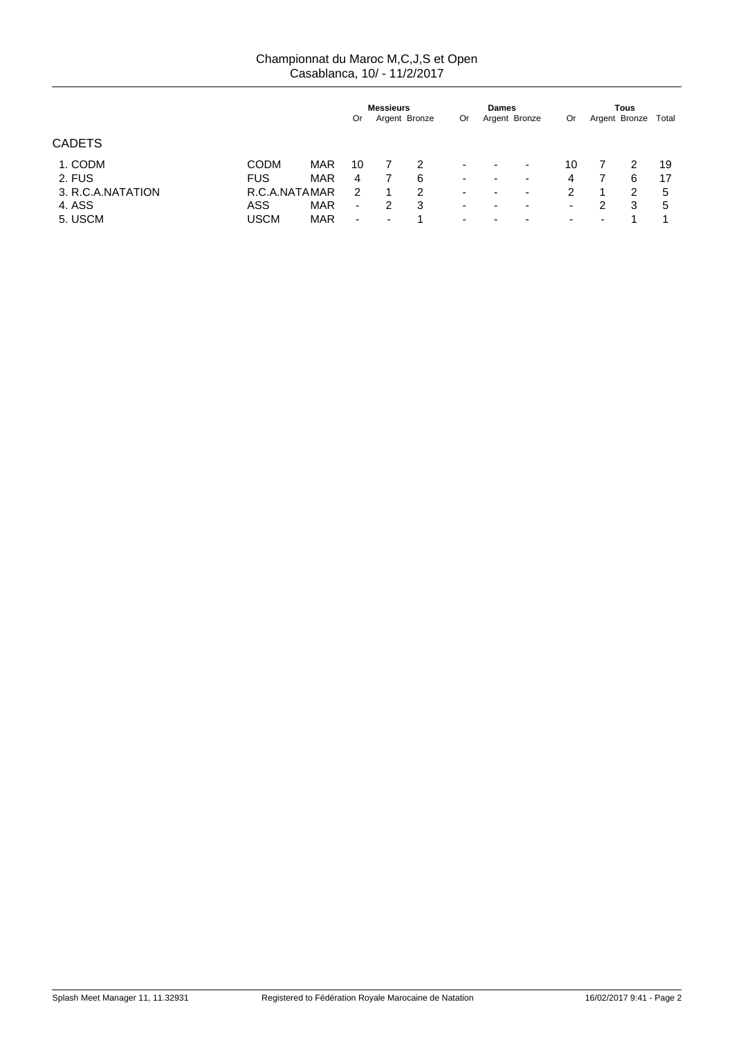Championnat du Maroc M,C,J,S et Open
Casablanca, 10/ - 11/2/2017

| | | | Messieurs | | | Dames | | | Tous | | | |
|---|---|---|---|---|---|---|---|---|---|---|---|---|
| | | | Or | Argent | Bronze | Or | Argent | Bronze | Or | Argent | Bronze | Total |
| **CADETS** | | | | | | | | | | | | |
| 1. CODM | CODM | MAR | 10 | 7 | 2 | - | - | - | 10 | 7 | 2 | 19 |
| 2. FUS | FUS | MAR | 4 | 7 | 6 | - | - | - | 4 | 7 | 6 | 17 |
| 3. R.C.A.NATATION | R.C.A.NATA | MAR | 2 | 1 | 2 | - | - | - | 2 | 1 | 2 | 5 |
| 4. ASS | ASS | MAR | - | 2 | 3 | - | - | - | - | 2 | 3 | 5 |
| 5. USCM | USCM | MAR | - | - | 1 | - | - | - | - | - | 1 | 1 |

Splash Meet Manager 11, 11.32931 Registered to Fédération Royale Marocaine de Natation 16/02/2017 9:41